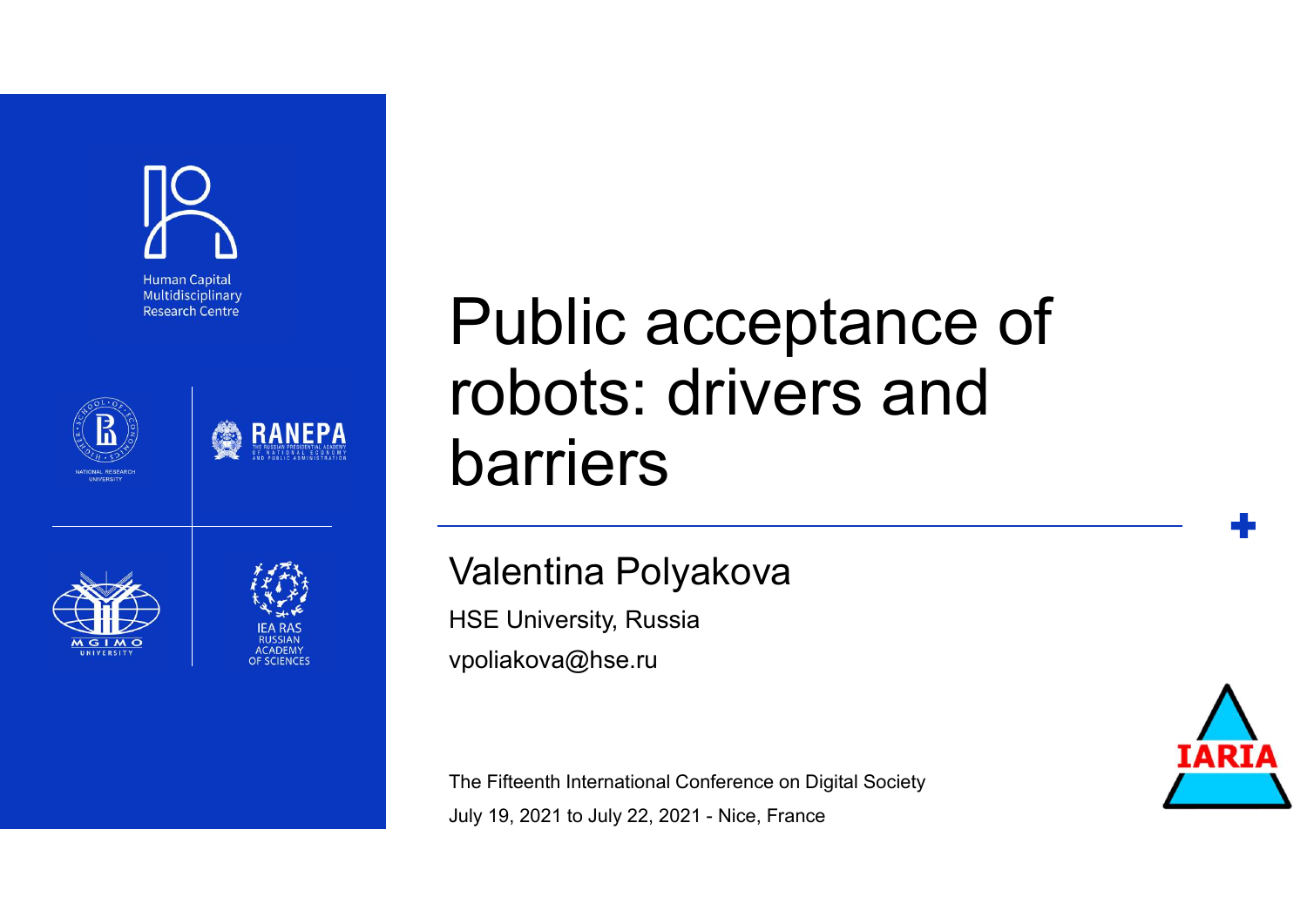Human Capital Multidisciplinary Research Centre

# Public acceptance of robots: drivers and barriers

## Valentina Polyakova

HSE University, Russia

vpoliakova@hse.ru

The Fifteenth International Conference on Digital Society

July 19, 2021 to July 22, 2021 - Nice, France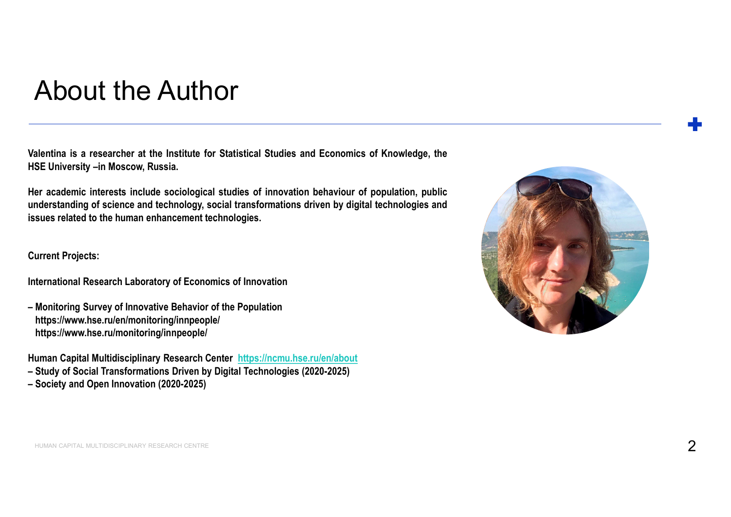# About the Author

**Valentina is a researcher at the Institute for Statistical Studies and Economics of Knowledge, the HSE University –in Moscow, Russia.**

**Her academic interests include sociological studies of innovation behaviour of population, public understanding of science and technology, social transformations driven by digital technologies and issues related to the human enhancement technologies.**

**Current Projects:**

**International Research Laboratory of Economics of Innovation**

**– Monitoring Survey of Innovative Behavior of the Population**
**https://www.hse.ru/en/monitoring/innpeople/**
**https://www.hse.ru/monitoring/innpeople/**

**Human Capital Multidisciplinary Research Center** [https://ncmu.hse.ru/en/about](https://ncmu.hse.ru/en/about)
**– Study of Social Transformations Driven by Digital Technologies (2020-2025)**
**– Society and Open Innovation (2020-2025)**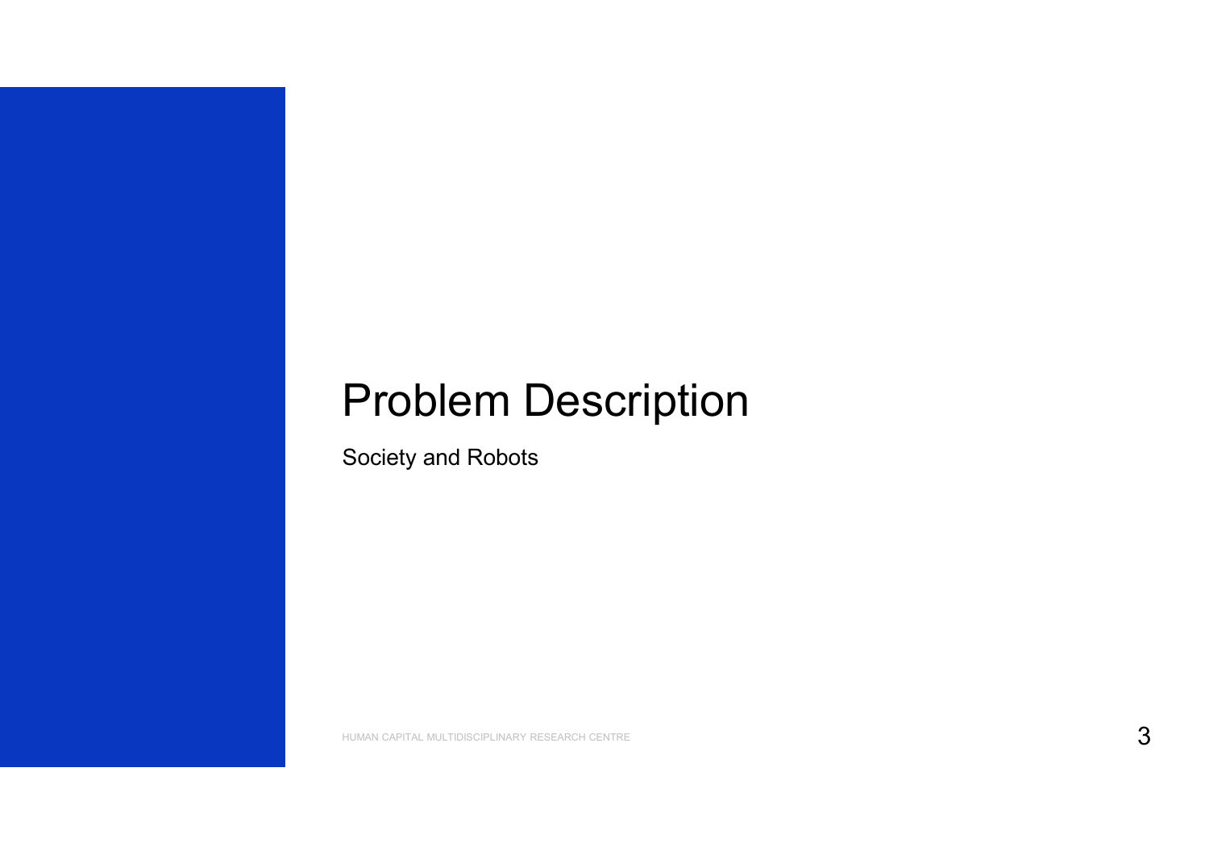# Problem Description

Society and Robots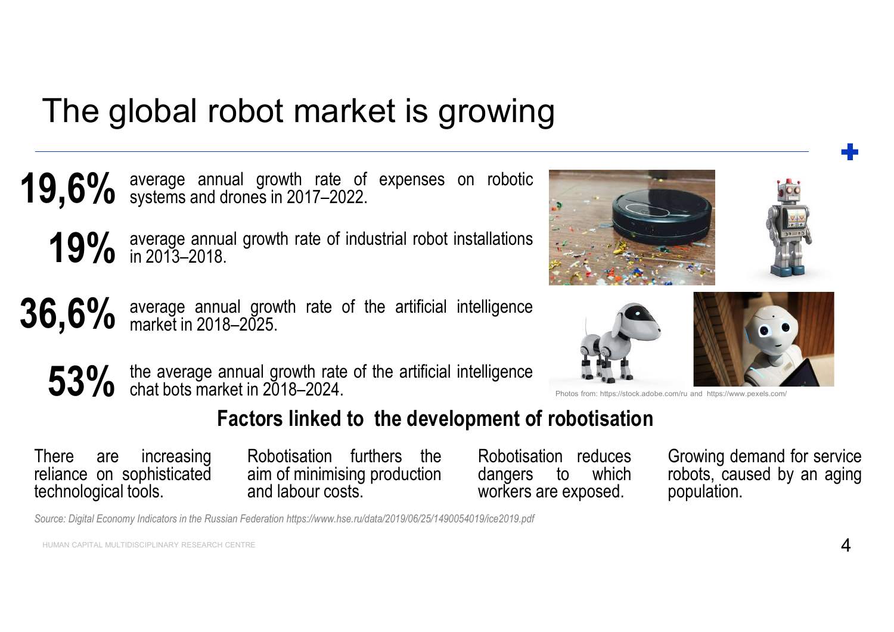# The global robot market is growing

**19,6%** average annual growth rate of expenses on robotic systems and drones in 2017–2022.

**19%** average annual growth rate of industrial robot installations in 2013–2018.

**36,6%** average annual growth rate of the artificial intelligence market in 2018–2025.

**53%** the average annual growth rate of the artificial intelligence chat bots market in 2018–2024.

Photos from: https://stock.adobe.com/ru and https://www.pexels.com/

## Factors linked to the development of robotisation

- There are increasing reliance on sophisticated technological tools.
- Robotisation furthers the aim of minimising production and labour costs.
- Robotisation reduces dangers to which workers are exposed.
- Growing demand for service robots, caused by an aging population.

*Source: Digital Economy Indicators in the Russian Federation https://www.hse.ru/data/2019/06/25/1490054019/ice2019.pdf*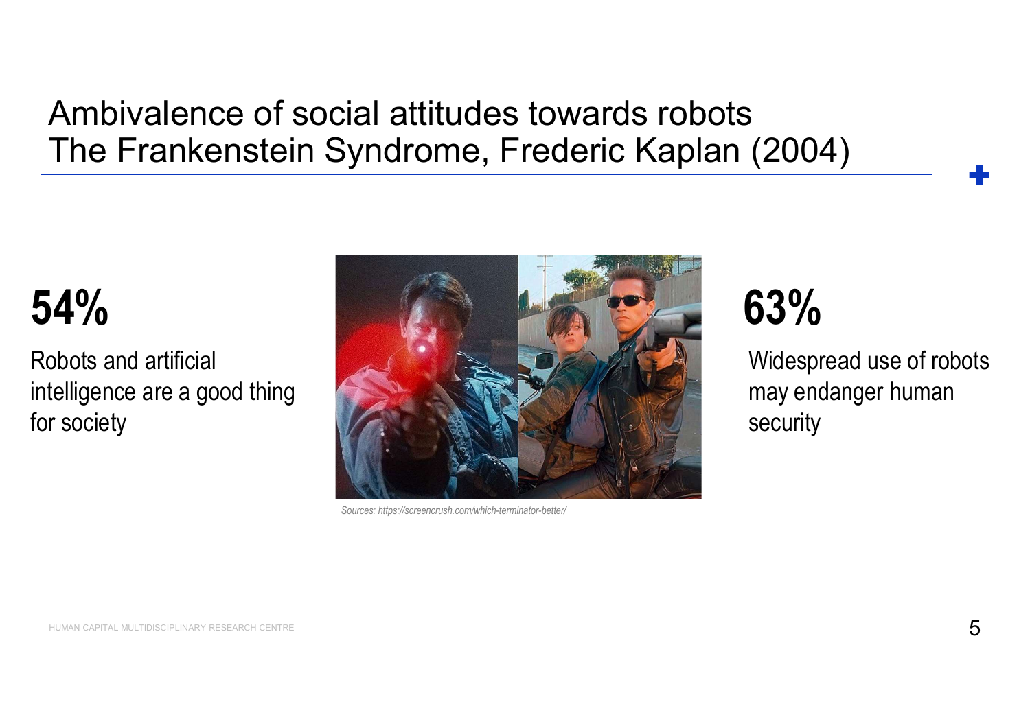# Ambivalence of social attitudes towards robots
# The Frankenstein Syndrome, Frederic Kaplan (2004)

**54%**

Robots and artificial intelligence are a good thing for society

*Sources: https://screencrush.com/which-terminator-better/*

**63%**

Widespread use of robots may endanger human security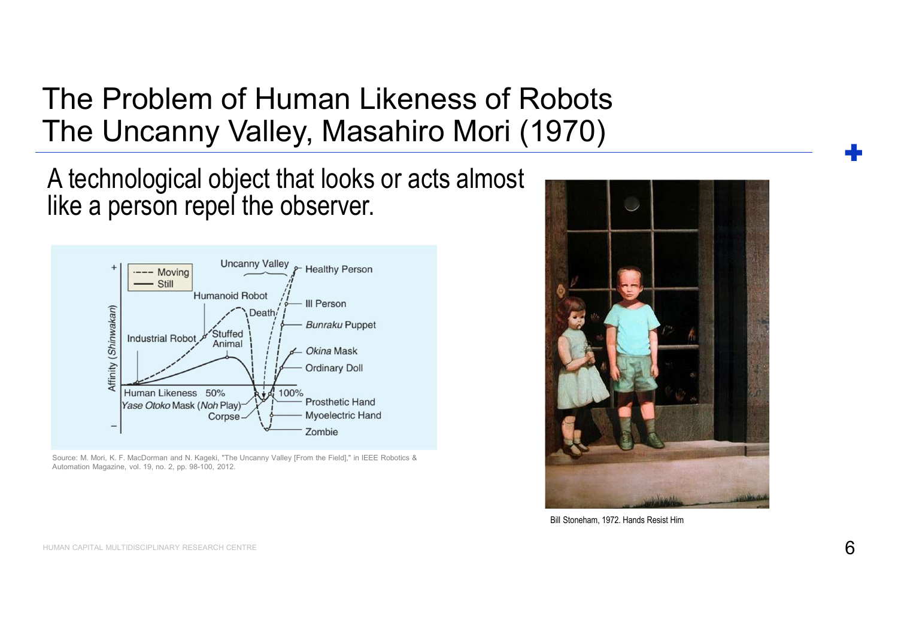# The Problem of Human Likeness of Robots
# The Uncanny Valley, Masahiro Mori (1970)

A technological object that looks or acts almost like a person repel the observer.

Source: M. Mori, K. F. MacDorman and N. Kageki, "The Uncanny Valley [From the Field]," in IEEE Robotics & Automation Magazine, vol. 19, no. 2, pp. 98-100, 2012.

Bill Stoneham, 1972. Hands Resist Him

HUMAN CAPITAL MULTIDISCIPLINARY RESEARCH CENTRE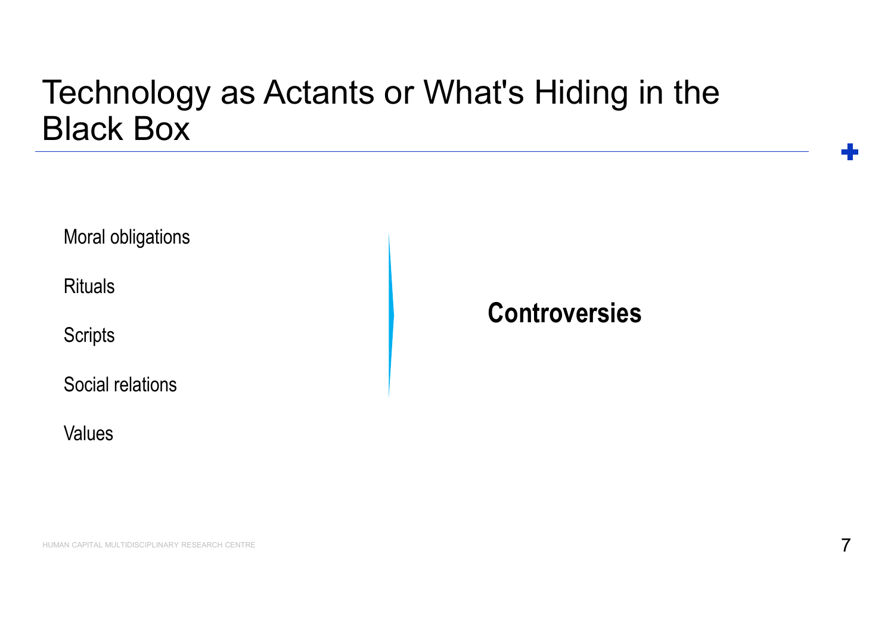# Technology as Actants or What's Hiding in the Black Box

Moral obligations

Rituals

Scripts

Social relations

Values

**Controversies**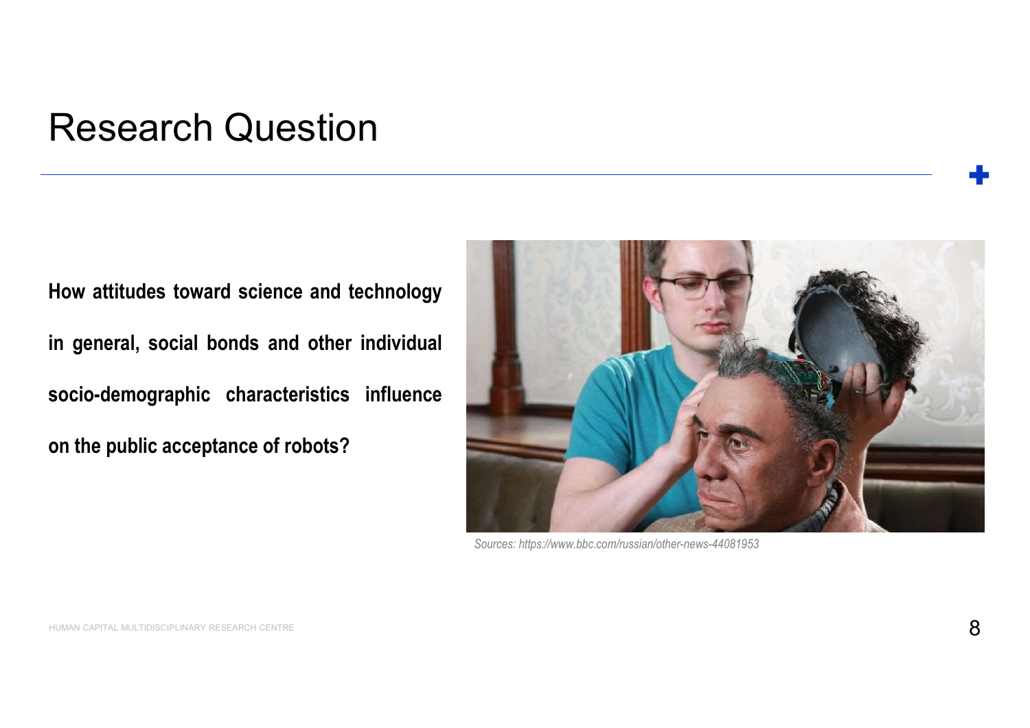# Research Question

**How attitudes toward science and technology in general, social bonds and other individual socio-demographic characteristics influence on the public acceptance of robots?**

*Sources: https://www.bbc.com/russian/other-news-44081953*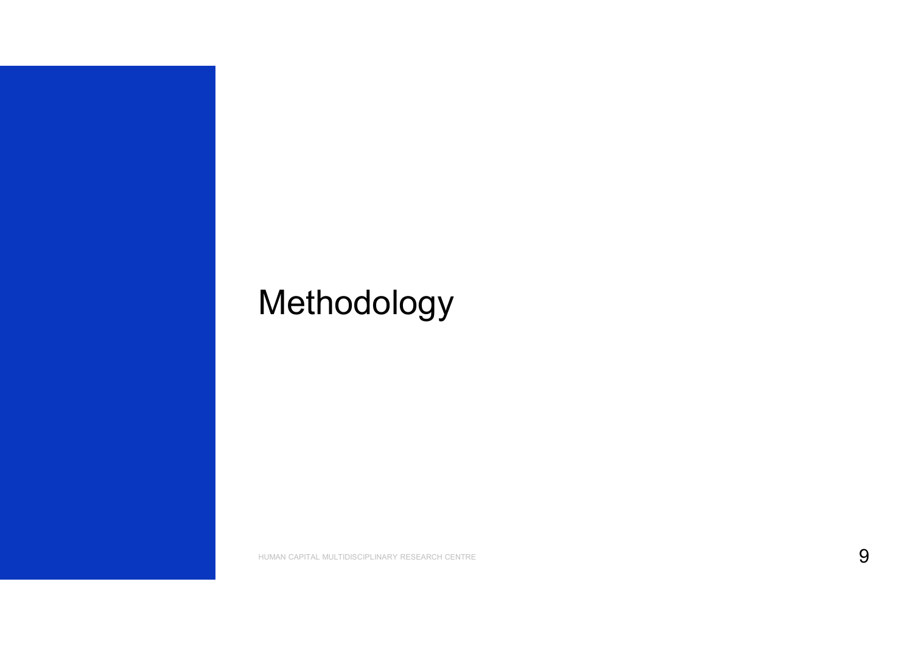# Methodology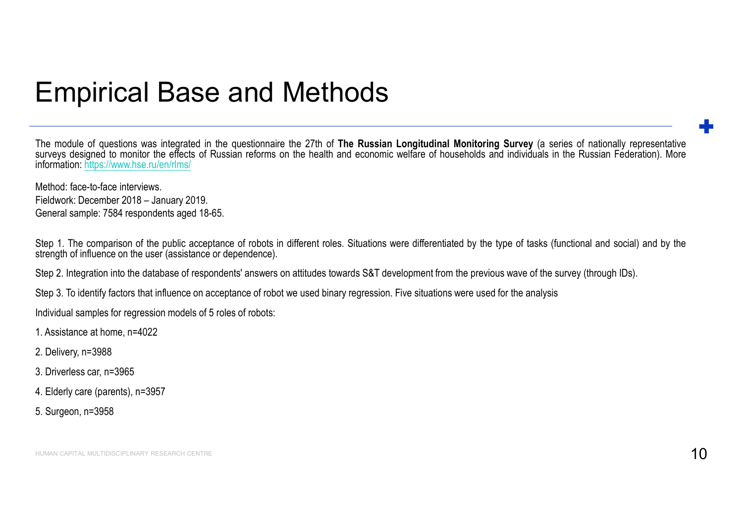# Empirical Base and Methods

The module of questions was integrated in the questionnaire the 27th of **The Russian Longitudinal Monitoring Survey** (a series of nationally representative surveys designed to monitor the effects of Russian reforms on the health and economic welfare of households and individuals in the Russian Federation). More information: https://www.hse.ru/en/rlms/

Method: face-to-face interviews.

Fieldwork: December 2018 – January 2019.

General sample: 7584 respondents aged 18-65.

Step 1. The comparison of the public acceptance of robots in different roles. Situations were differentiated by the type of tasks (functional and social) and by the strength of influence on the user (assistance or dependence).

Step 2. Integration into the database of respondents' answers on attitudes towards S&T development from the previous wave of the survey (through IDs).

Step 3. To identify factors that influence on acceptance of robot we used binary regression. Five situations were used for the analysis

Individual samples for regression models of 5 roles of robots:

1. Assistance at home, n=4022
2. Delivery, n=3988
3. Driverless car, n=3965
4. Elderly care (parents), n=3957
5. Surgeon, n=3958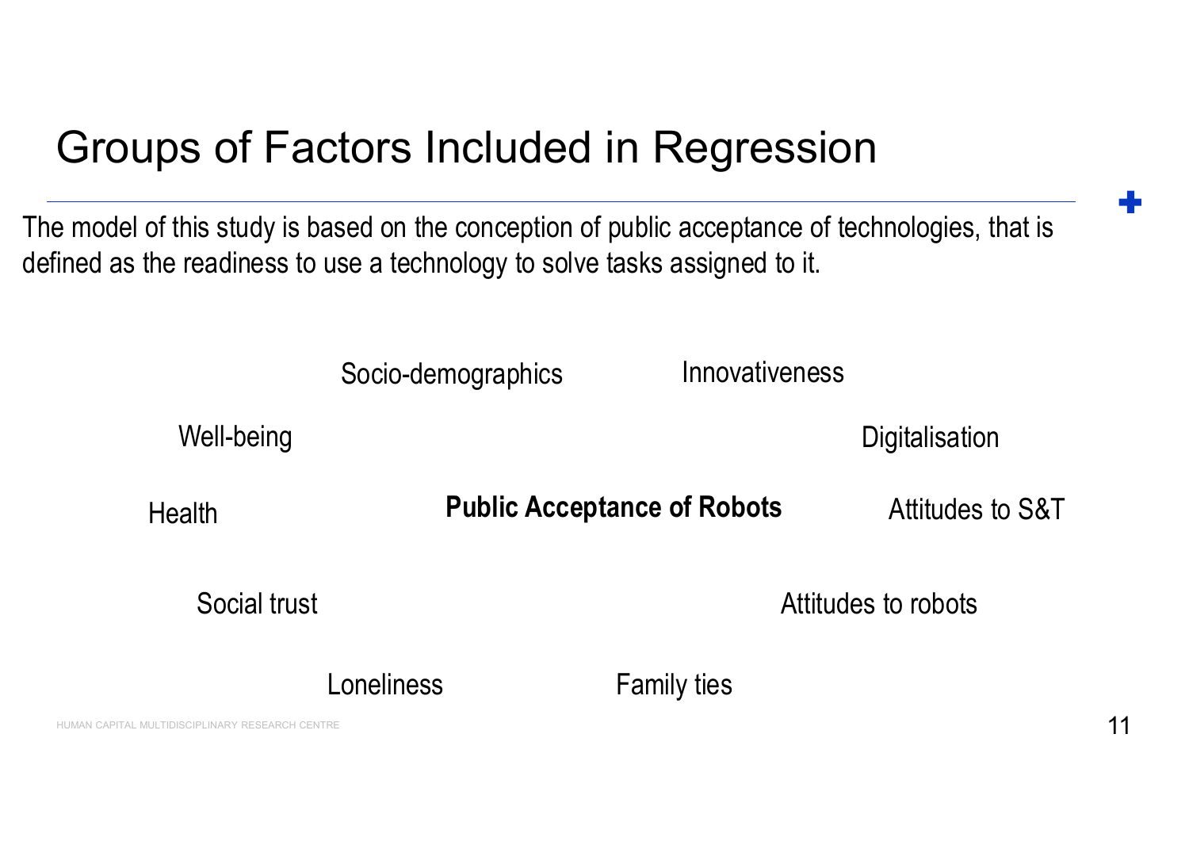# Groups of Factors Included in Regression

The model of this study is based on the conception of public acceptance of technologies, that is defined as the readiness to use a technology to solve tasks assigned to it.

Socio-demographics

Innovativeness

Well-being

Digitalisation

Health

**Public Acceptance of Robots**

Attitudes to S&T

Social trust

Attitudes to robots

Loneliness

Family ties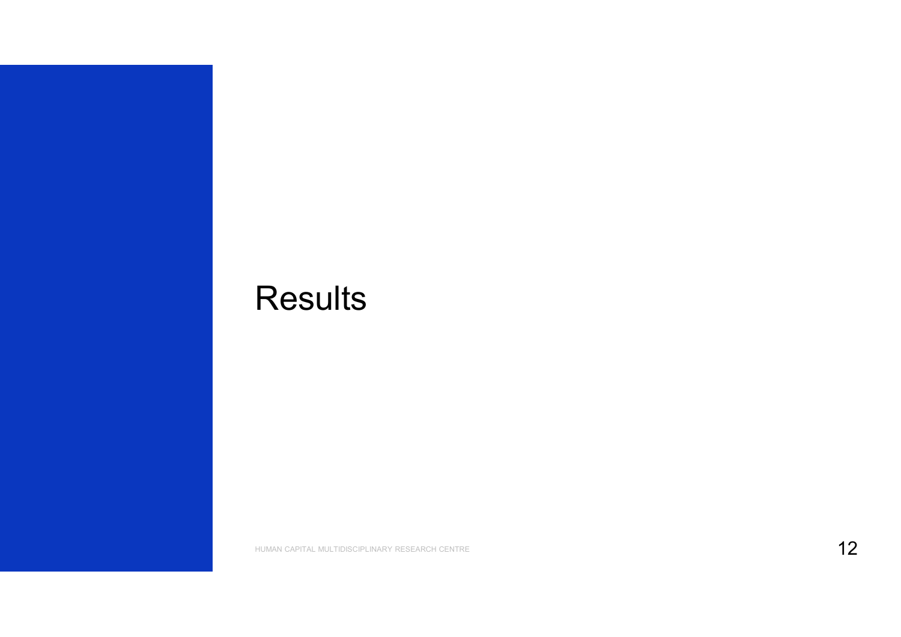# Results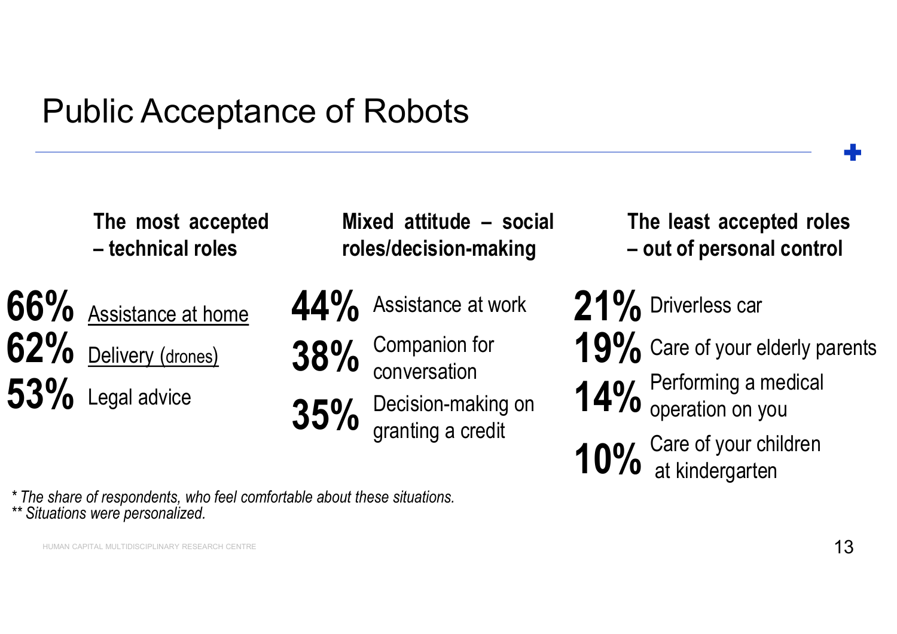# Public Acceptance of Robots

**The most accepted – technical roles**

**66%** Assistance at home

**62%** Delivery (drones)

**53%** Legal advice

**Mixed attitude – social roles/decision-making**

**44%** Assistance at work

**38%** Companion for conversation

**35%** Decision-making on granting a credit

**The least accepted roles – out of personal control**

**21%** Driverless car

**19%** Care of your elderly parents

**14%** Performing a medical operation on you

**10%** Care of your children at kindergarten

*\* The share of respondents, who feel comfortable about these situations.*
*\*\* Situations were personalized.*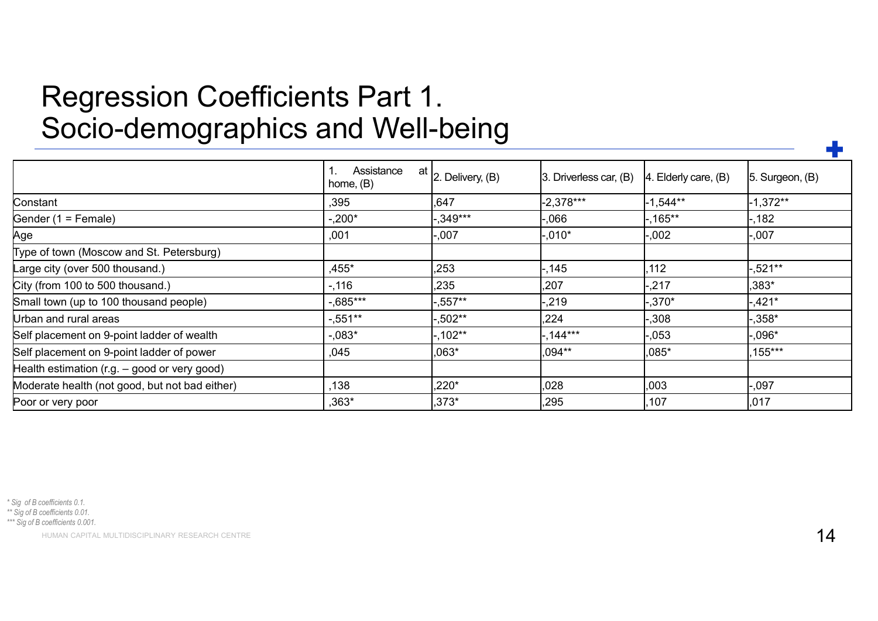# Regression Coefficients Part 1. Socio-demographics and Well-being

| | 1. Assistance at home, (B) | 2. Delivery, (B) | 3. Driverless car, (B) | 4. Elderly care, (B) | 5. Surgeon, (B) |
|---|---|---|---|---|---|
| Constant | ,395 | ,647 | -2,378*** | -1,544** | -1,372** |
| Gender (1 = Female) | -,200* | -,349*** | -,066 | -,165** | -,182 |
| Age | ,001 | -,007 | -,010* | -,002 | -,007 |
| Type of town (Moscow and St. Petersburg) | | | | | |
| Large city (over 500 thousand.) | ,455* | ,253 | -,145 | ,112 | -,521** |
| City (from 100 to 500 thousand.) | -,116 | ,235 | ,207 | -,217 | ,383* |
| Small town (up to 100 thousand people) | -,685*** | -,557** | -,219 | -,370* | -,421* |
| Urban and rural areas | -,551** | -,502** | ,224 | -,308 | -,358* |
| Self placement on 9-point ladder of wealth | -,083* | -,102** | -,144*** | -,053 | -,096* |
| Self placement on 9-point ladder of power | ,045 | ,063* | ,094** | ,085* | ,155*** |
| Health estimation (r.g. – good or very good) | | | | | |
| Moderate health (not good, but not bad either) | ,138 | ,220* | ,028 | ,003 | -,097 |
| Poor or very poor | ,363* | ,373* | ,295 | ,107 | ,017 |

*\* Sig of B coefficients 0.1.*
*\*\* Sig of B coefficients 0.01.*
*\*\*\* Sig of B coefficients 0.001.*

HUMAN CAPITAL MULTIDISCIPLINARY RESEARCH CENTRE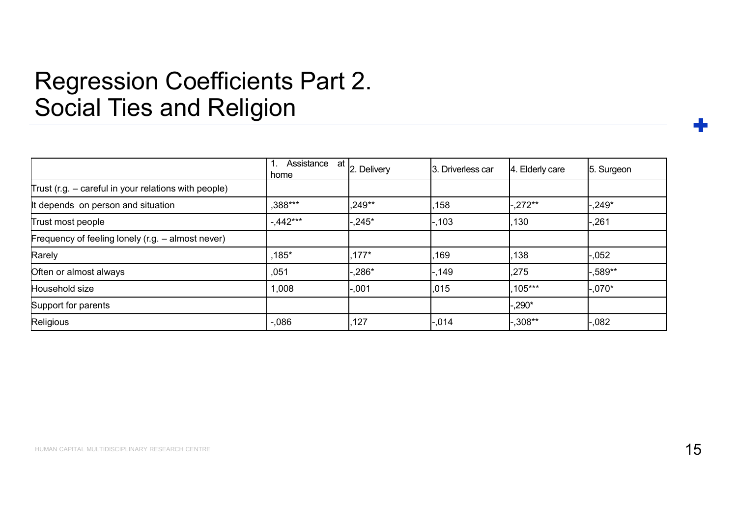# Regression Coefficients Part 2. Social Ties and Religion

| | 1. Assistance at home | 2. Delivery | 3. Driverless car | 4. Elderly care | 5. Surgeon |
|---|---|---|---|---|---|
| Trust (r.g. – careful in your relations with people) | | | | | |
| It depends on person and situation | ,388*** | ,249** | ,158 | -,272** | -,249* |
| Trust most people | -,442*** | -,245* | -,103 | ,130 | -,261 |
| Frequency of feeling lonely (r.g. – almost never) | | | | | |
| Rarely | ,185* | ,177* | ,169 | ,138 | -,052 |
| Often or almost always | ,051 | -,286* | -,149 | ,275 | -,589** |
| Household size | 1,008 | -,001 | ,015 | ,105*** | -,070* |
| Support for parents | | | | -,290* | |
| Religious | -,086 | ,127 | -,014 | -,308** | -,082 |

HUMAN CAPITAL MULTIDISCIPLINARY RESEARCH CENTRE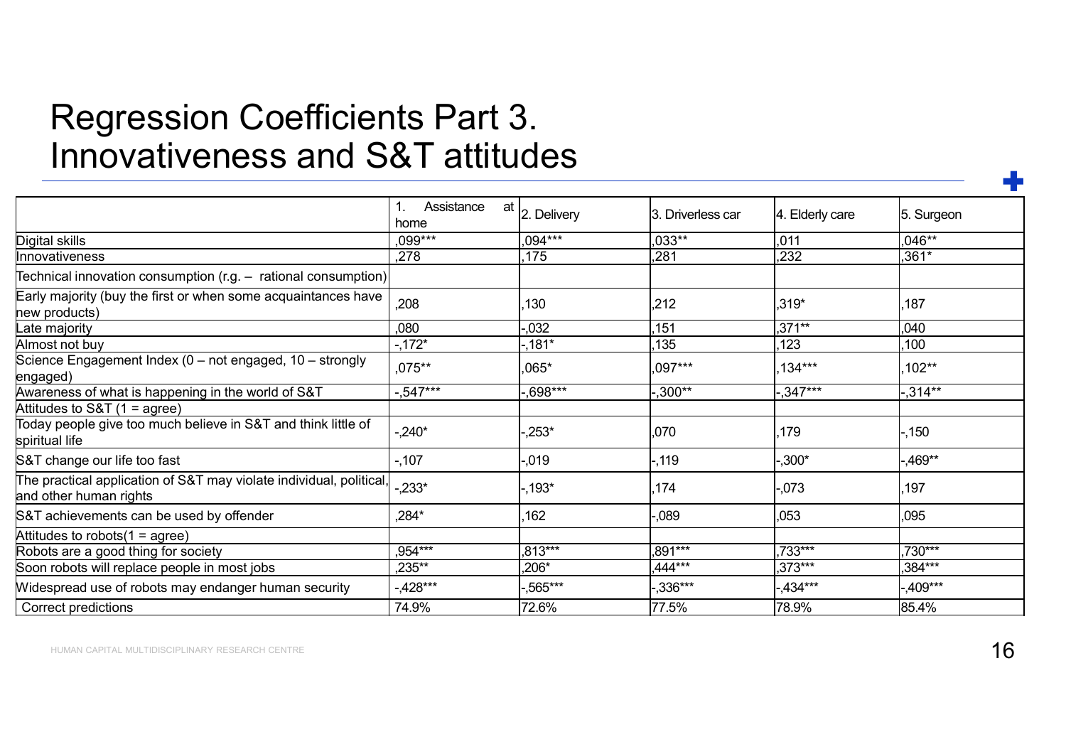# Regression Coefficients Part 3. Innovativeness and S&T attitudes

| | 1. Assistance at home | 2. Delivery | 3. Driverless car | 4. Elderly care | 5. Surgeon |
|---|---|---|---|---|---|
| Digital skills | ,099*** | ,094*** | ,033** | ,011 | ,046** |
| Innovativeness | ,278 | ,175 | ,281 | ,232 | ,361* |
| Technical innovation consumption (r.g. – rational consumption) | | | | | |
| Early majority (buy the first or when some acquaintances have new products) | ,208 | ,130 | ,212 | ,319* | ,187 |
| Late majority | ,080 | -,032 | ,151 | ,371** | ,040 |
| Almost not buy | -,172* | -,181* | ,135 | ,123 | ,100 |
| Science Engagement Index (0 – not engaged, 10 – strongly engaged) | ,075** | ,065* | ,097*** | ,134*** | ,102** |
| Awareness of what is happening in the world of S&T | -,547*** | -,698*** | -,300** | -,347*** | -,314** |
| Attitudes to S&T (1 = agree) | | | | | |
| Today people give too much believe in S&T and think little of spiritual life | -,240* | -,253* | ,070 | ,179 | -,150 |
| S&T change our life too fast | -,107 | -,019 | -,119 | -,300* | -,469** |
| The practical application of S&T may violate individual, political, and other human rights | -,233* | -,193* | ,174 | -,073 | ,197 |
| S&T achievements can be used by offender | ,284* | ,162 | -,089 | ,053 | ,095 |
| Attitudes to robots(1 = agree) | | | | | |
| Robots are a good thing for society | ,954*** | ,813*** | ,891*** | ,733*** | ,730*** |
| Soon robots will replace people in most jobs | ,235** | ,206* | ,444*** | ,373*** | ,384*** |
| Widespread use of robots may endanger human security | -,428*** | -,565*** | -,336*** | -,434*** | -,409*** |
| Correct predictions | 74.9% | 72.6% | 77.5% | 78.9% | 85.4% |

HUMAN CAPITAL MULTIDISCIPLINARY RESEARCH CENTRE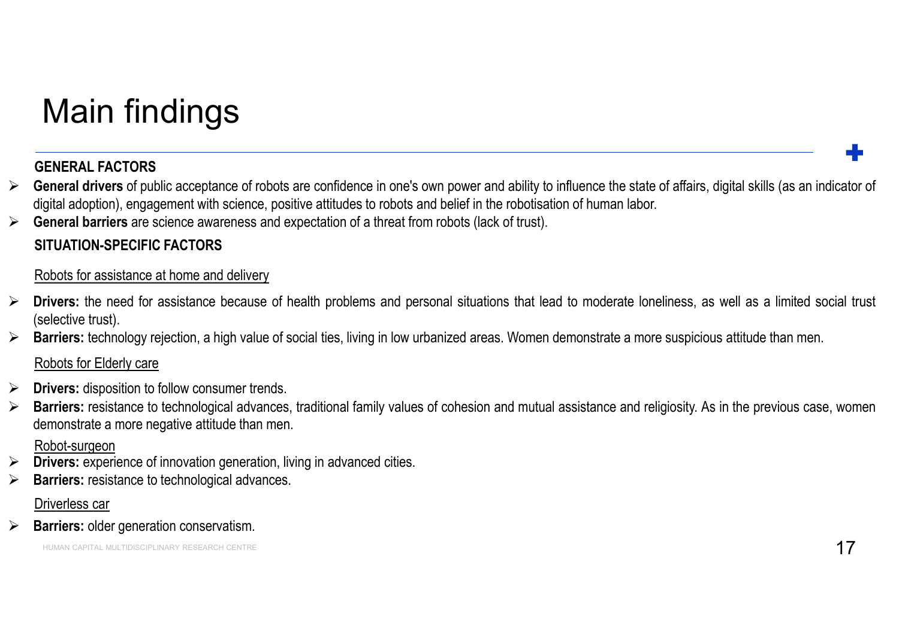# Main findings

**GENERAL FACTORS**

- **General drivers** of public acceptance of robots are confidence in one's own power and ability to influence the state of affairs, digital skills (as an indicator of digital adoption), engagement with science, positive attitudes to robots and belief in the robotisation of human labor.
- **General barriers** are science awareness and expectation of a threat from robots (lack of trust).

**SITUATION-SPECIFIC FACTORS**

Robots for assistance at home and delivery

- **Drivers:** the need for assistance because of health problems and personal situations that lead to moderate loneliness, as well as a limited social trust (selective trust).
- **Barriers:** technology rejection, a high value of social ties, living in low urbanized areas. Women demonstrate a more suspicious attitude than men.

Robots for Elderly care

- **Drivers:** disposition to follow consumer trends.
- **Barriers:** resistance to technological advances, traditional family values of cohesion and mutual assistance and religiosity. As in the previous case, women demonstrate a more negative attitude than men.

Robot-surgeon

- **Drivers:** experience of innovation generation, living in advanced cities.
- **Barriers:** resistance to technological advances.

Driverless car

- **Barriers:** older generation conservatism.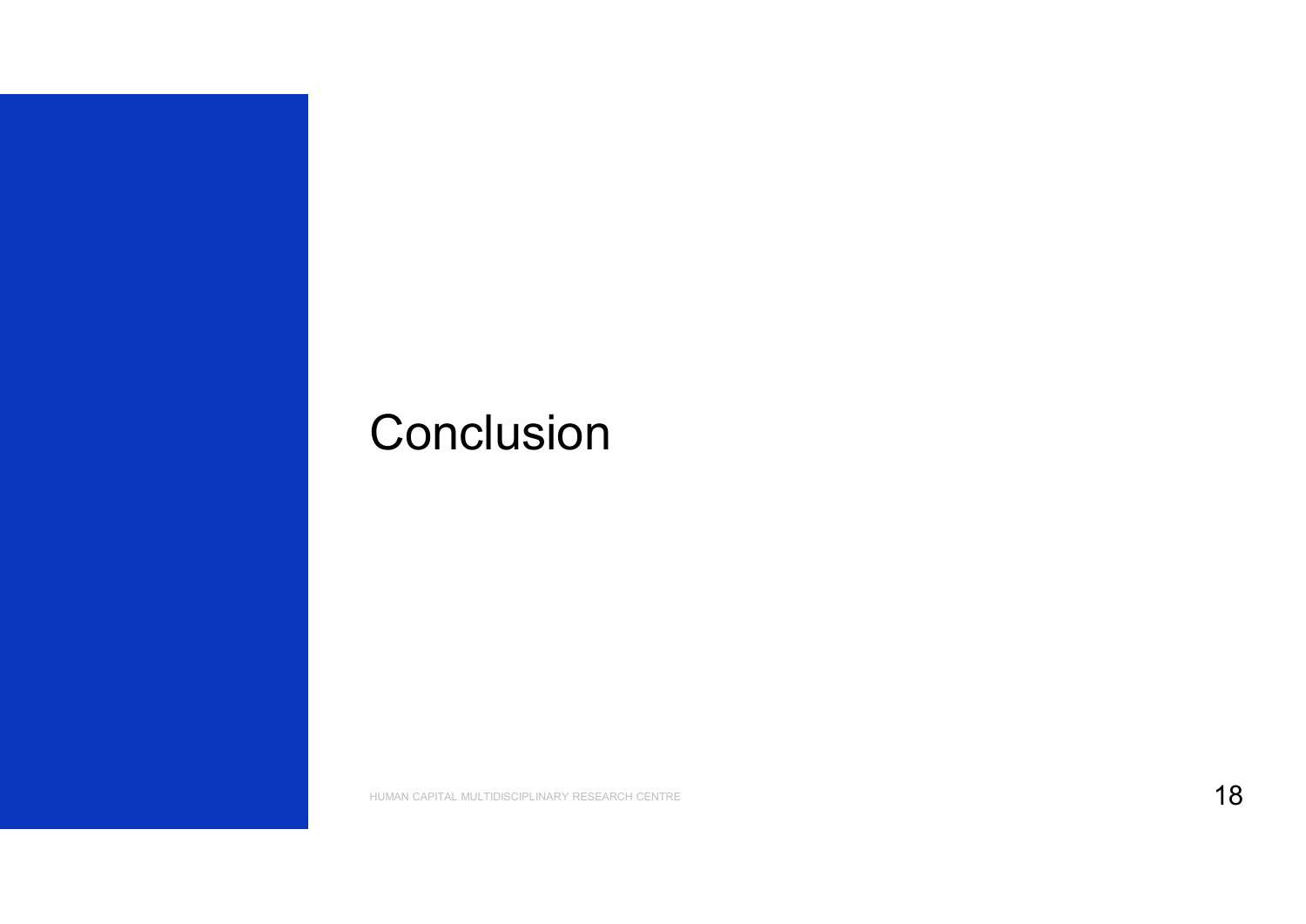# Conclusion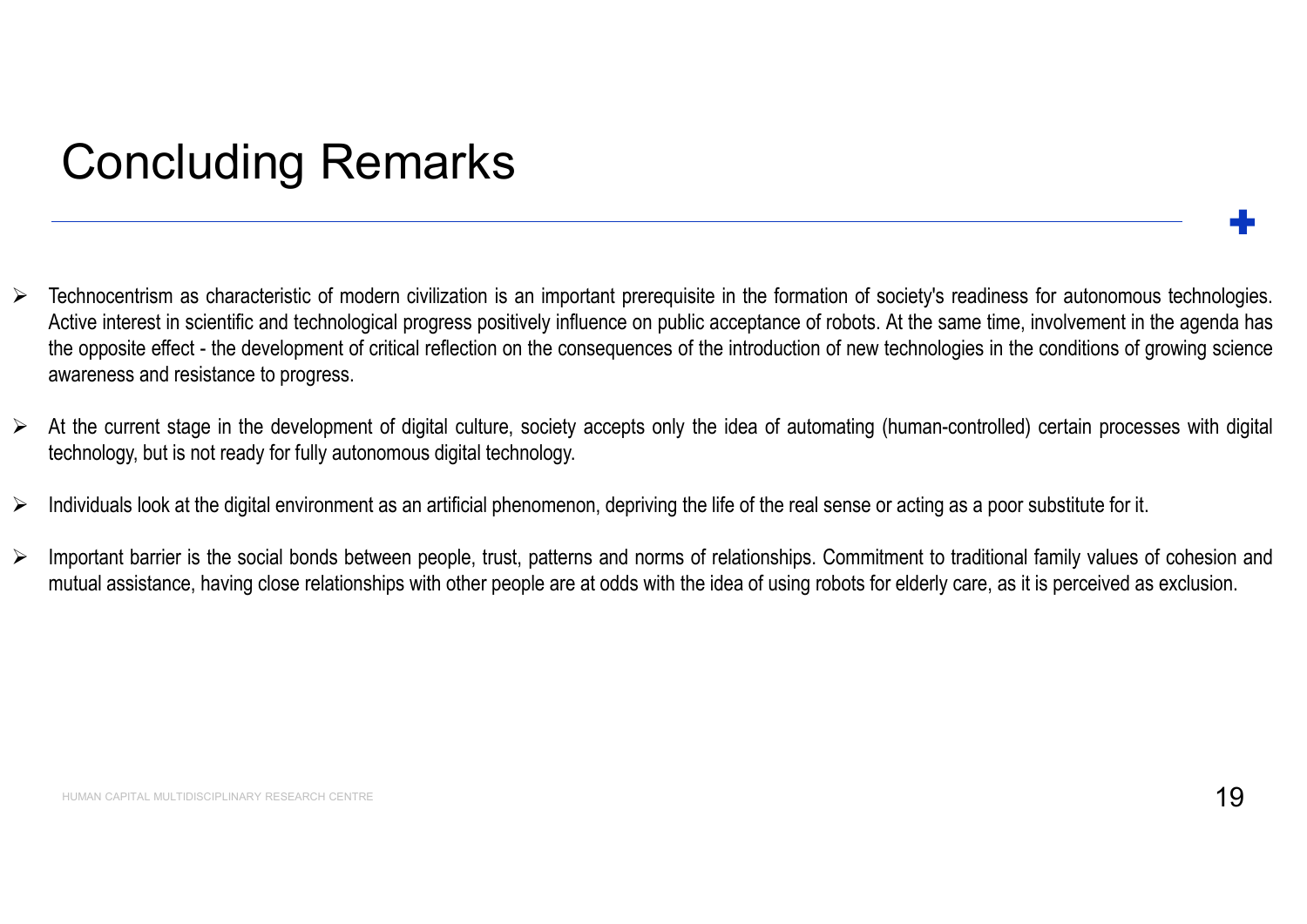# Concluding Remarks

- Technocentrism as characteristic of modern civilization is an important prerequisite in the formation of society's readiness for autonomous technologies. Active interest in scientific and technological progress positively influence on public acceptance of robots. At the same time, involvement in the agenda has the opposite effect - the development of critical reflection on the consequences of the introduction of new technologies in the conditions of growing science awareness and resistance to progress.

- At the current stage in the development of digital culture, society accepts only the idea of automating (human-controlled) certain processes with digital technology, but is not ready for fully autonomous digital technology.

- Individuals look at the digital environment as an artificial phenomenon, depriving the life of the real sense or acting as a poor substitute for it.

- Important barrier is the social bonds between people, trust, patterns and norms of relationships. Commitment to traditional family values of cohesion and mutual assistance, having close relationships with other people are at odds with the idea of using robots for elderly care, as it is perceived as exclusion.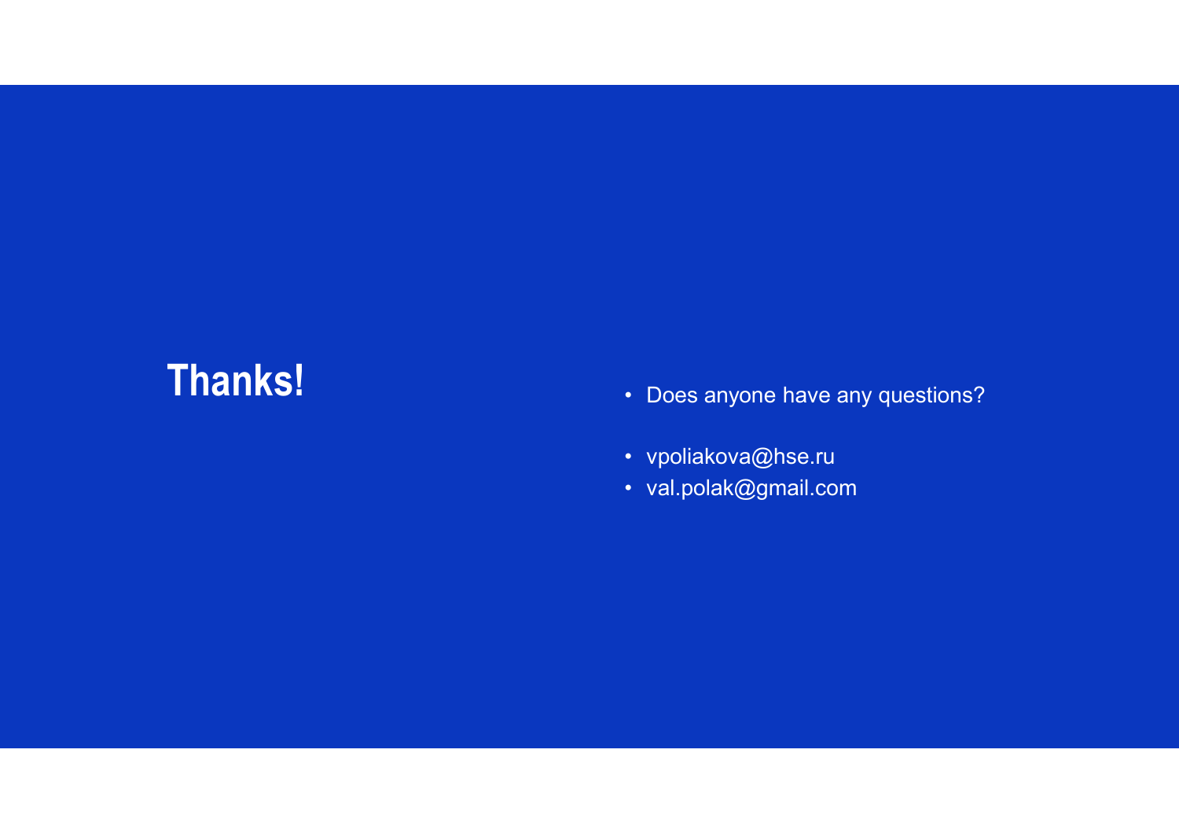# Thanks!

- Does anyone have any questions?

- vpoliakova@hse.ru
- val.polak@gmail.com